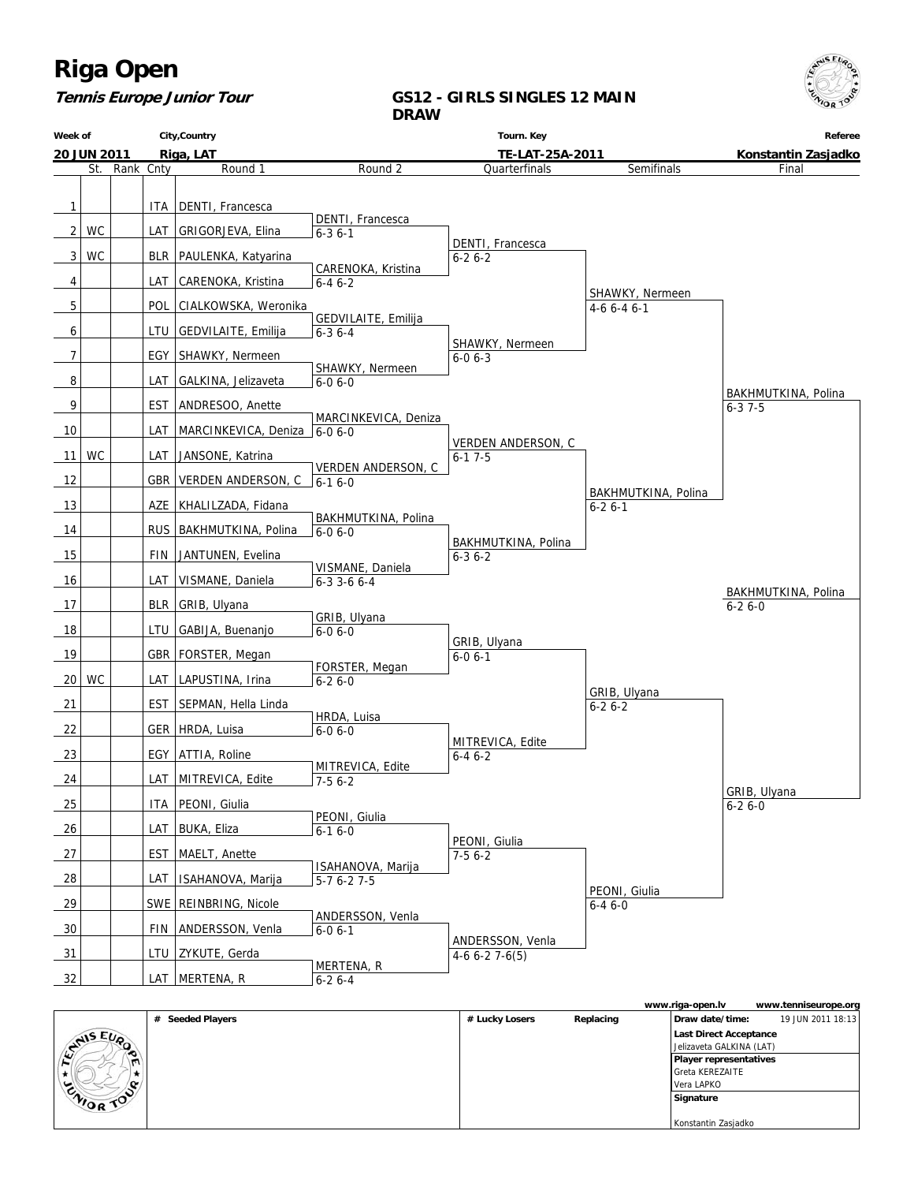# Riga Open

**Tennis Europe Junior Tour**

**GS12 - GIRLS SINGLES 12 MAIN DRAW**

| Week of | City,Country | Tourn. Key | Referee |
|---|---|---|---|
| 20 JUN 2011 | Riga, LAT | TE-LAT-25A-2011 | Konstantin Zasjadko |

| # | St. | Rank | Cnty | Round 1 | Round 2 | Quarterfinals | Semifinals | Final |
|---|---|---|---|---|---|---|---|---|
| 1 | | | ITA | DENTI, Francesca | | | | |
| 2 | WC | | LAT | GRIGORJEVA, Elina | DENTI, Francesca 6-3 6-1 | | | |
| 3 | WC | | BLR | PAULENKA, Katyarina | | DENTI, Francesca 6-2 6-2 | | |
| 4 | | | LAT | CARENOKA, Kristina | CARENOKA, Kristina 6-4 6-2 | | | |
| 5 | | | POL | CIALKOWSKA, Weronika | | | SHAWKY, Nermeen 4-6 6-4 6-1 | |
| 6 | | | LTU | GEDVILAITE, Emilija | GEDVILAITE, Emilija 6-3 6-4 | | | |
| 7 | | | EGY | SHAWKY, Nermeen | | SHAWKY, Nermeen 6-0 6-3 | | |
| 8 | | | LAT | GALKINA, Jelizaveta | SHAWKY, Nermeen 6-0 6-0 | | | |
| 9 | | | EST | ANDRESOO, Anette | | | | BAKHMUTKINA, Polina 6-3 7-5 |
| 10 | | | LAT | MARCINKEVICA, Deniza | MARCINKEVICA, Deniza 6-0 6-0 | | | |
| 11 | WC | | LAT | JANSONE, Katrina | | VERDEN ANDERSON, C 6-1 7-5 | | |
| 12 | | | GBR | VERDEN ANDERSON, C | VERDEN ANDERSON, C 6-1 6-0 | | | |
| 13 | | | AZE | KHALILZADA, Fidana | | | BAKHMUTKINA, Polina 6-2 6-1 | |
| 14 | | | RUS | BAKHMUTKINA, Polina | BAKHMUTKINA, Polina 6-0 6-0 | | | |
| 15 | | | FIN | JANTUNEN, Evelina | | BAKHMUTKINA, Polina 6-3 6-2 | | |
| 16 | | | LAT | VISMANE, Daniela | VISMANE, Daniela 6-3 3-6 6-4 | | | |
| 17 | | | BLR | GRIB, Ulyana | | | | BAKHMUTKINA, Polina 6-2 6-0 |
| 18 | | | LTU | GABIJA, Buenanjo | GRIB, Ulyana 6-0 6-0 | | | |
| 19 | | | GBR | FORSTER, Megan | | GRIB, Ulyana 6-0 6-1 | | |
| 20 | WC | | LAT | LAPUSTINA, Irina | FORSTER, Megan 6-2 6-0 | | | |
| 21 | | | EST | SEPMAN, Hella Linda | | | GRIB, Ulyana 6-2 6-2 | |
| 22 | | | GER | HRDA, Luisa | HRDA, Luisa 6-0 6-0 | | | |
| 23 | | | EGY | ATTIA, Roline | | MITREVICA, Edite 6-4 6-2 | | |
| 24 | | | LAT | MITREVICA, Edite | MITREVICA, Edite 7-5 6-2 | | | |
| 25 | | | ITA | PEONI, Giulia | | | | GRIB, Ulyana 6-2 6-0 |
| 26 | | | LAT | BUKA, Eliza | PEONI, Giulia 6-1 6-0 | | | |
| 27 | | | EST | MAELT, Anette | | PEONI, Giulia 7-5 6-2 | | |
| 28 | | | LAT | ISAHANOVA, Marija | ISAHANOVA, Marija 5-7 6-2 7-5 | | | |
| 29 | | | SWE | REINBRING, Nicole | | | PEONI, Giulia 6-4 6-0 | |
| 30 | | | FIN | ANDERSSON, Venla | ANDERSSON, Venla 6-0 6-1 | | | |
| 31 | | | LTU | ZYKUTE, Gerda | | ANDERSSON, Venla 4-6 6-2 7-6(5) | | |
| 32 | | | LAT | MERTENA, R | MERTENA, R 6-2 6-4 | | | |

www.riga-open.lv www.tenniseurope.org

| # Seeded Players | # Lucky Losers | Replacing | Draw date/time: 19 JUN 2011 18:13 |
|---|---|---|---|
| | | | **Last Direct Acceptance** Jelizaveta GALKINA (LAT) |
| | | | **Player representatives** Greta KEREZAITE, Vera LAPKO |
| | | | **Signature** Konstantin Zasjadko |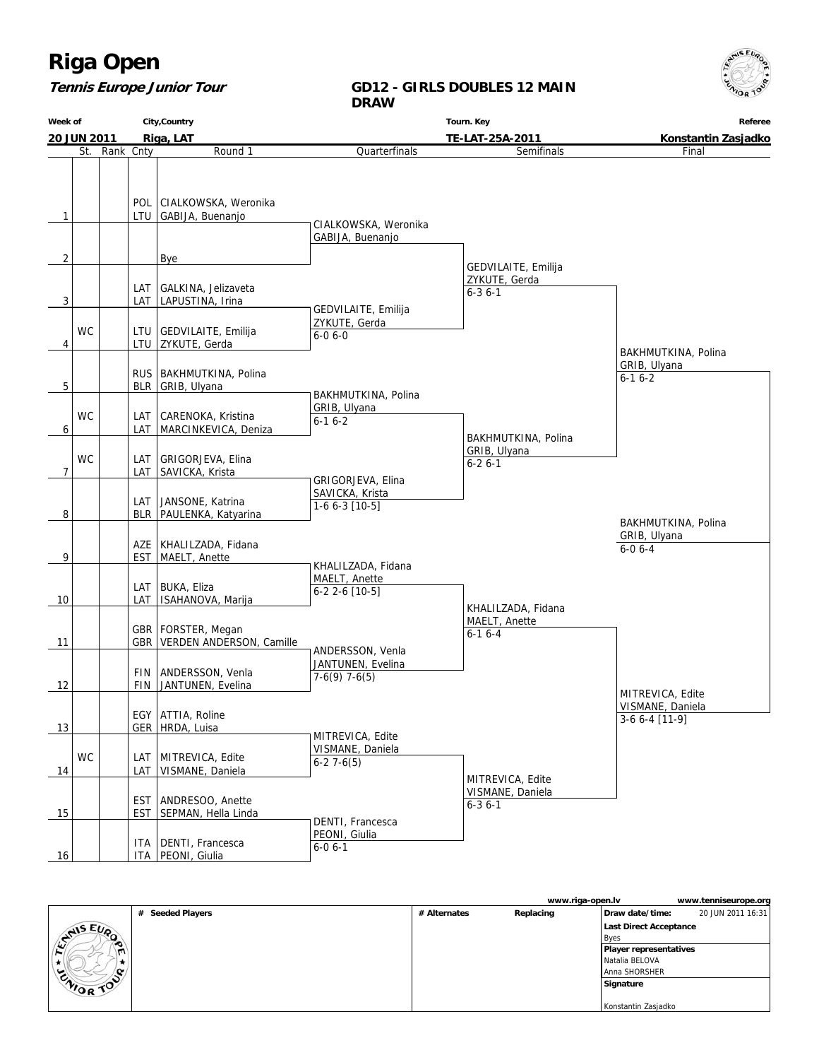# Riga Open

***Tennis Europe Junior Tour***

**GD12 - GIRLS DOUBLES 12 MAIN DRAW**

| Week of | City,Country | Tourn. Key | Referee |
|---|---|---|---|
| 20 JUN 2011 | Riga, LAT | TE-LAT-25A-2011 | Konstantin Zasjadko |

| # | St. | Rank | Cnty | Round 1 | Quarterfinals | Semifinals | Final |
|---|---|---|---|---|---|---|---|
| 1 | | | POL / LTU | CIALKOWSKA, Weronika / GABIJA, Buenanjo | CIALKOWSKA, Weronika / GABIJA, Buenanjo | GEDVILAITE, Emilija / ZYKUTE, Gerda 6-3 6-1 | BAKHMUTKINA, Polina / GRIB, Ulyana 6-1 6-2 |
| 2 | | | | Bye | | | |
| 3 | | | LAT / LAT | GALKINA, Jelizaveta / LAPUSTINA, Irina | GEDVILAITE, Emilija / ZYKUTE, Gerda 6-0 6-0 | | |
| 4 | WC | | LTU / LTU | GEDVILAITE, Emilija / ZYKUTE, Gerda | | | |
| 5 | | | RUS / BLR | BAKHMUTKINA, Polina / GRIB, Ulyana | BAKHMUTKINA, Polina / GRIB, Ulyana 6-1 6-2 | BAKHMUTKINA, Polina / GRIB, Ulyana 6-2 6-1 | |
| 6 | WC | | LAT / LAT | CARENOKA, Kristina / MARCINKEVICA, Deniza | | | |
| 7 | WC | | LAT / LAT | GRIGORJEVA, Elina / SAVICKA, Krista | GRIGORJEVA, Elina / SAVICKA, Krista 1-6 6-3 [10-5] | | |
| 8 | | | LAT / BLR | JANSONE, Katrina / PAULENKA, Katyarina | | | |
| 9 | | | AZE / EST | KHALILZADA, Fidana / MAELT, Anette | KHALILZADA, Fidana / MAELT, Anette 6-2 2-6 [10-5] | KHALILZADA, Fidana / MAELT, Anette 6-1 6-4 | MITREVICA, Edite / VISMANE, Daniela 3-6 6-4 [11-9] |
| 10 | | | LAT / LAT | BUKA, Eliza / ISAHANOVA, Marija | | | |
| 11 | | | GBR / GBR | FORSTER, Megan / VERDEN ANDERSON, Camille | ANDERSSON, Venla / JANTUNEN, Evelina 7-6(9) 7-6(5) | | |
| 12 | | | FIN / FIN | ANDERSSON, Venla / JANTUNEN, Evelina | | | |
| 13 | | | EGY / GER | ATTIA, Roline / HRDA, Luisa | MITREVICA, Edite / VISMANE, Daniela 6-2 7-6(5) | MITREVICA, Edite / VISMANE, Daniela 6-3 6-1 | |
| 14 | WC | | LAT / LAT | MITREVICA, Edite / VISMANE, Daniela | | | |
| 15 | | | EST / EST | ANDRESOO, Anette / SEPMAN, Hella Linda | DENTI, Francesca / PEONI, Giulia 6-0 6-1 | | |
| 16 | | | ITA / ITA | DENTI, Francesca / PEONI, Giulia | | | |

**Winner:** BAKHMUTKINA, Polina / GRIB, Ulyana 6-0 6-4

www.riga-open.lv — www.tenniseurope.org

| # Seeded Players | # Alternates | Replacing | |
|---|---|---|---|
| | | | Draw date/time: 20 JUN 2011 16:31 |
| | | | Last Direct Acceptance: Byes |
| | | | Player representatives: Natalia BELOVA, Anna SHORSHER |
| | | | Signature: Konstantin Zasjadko |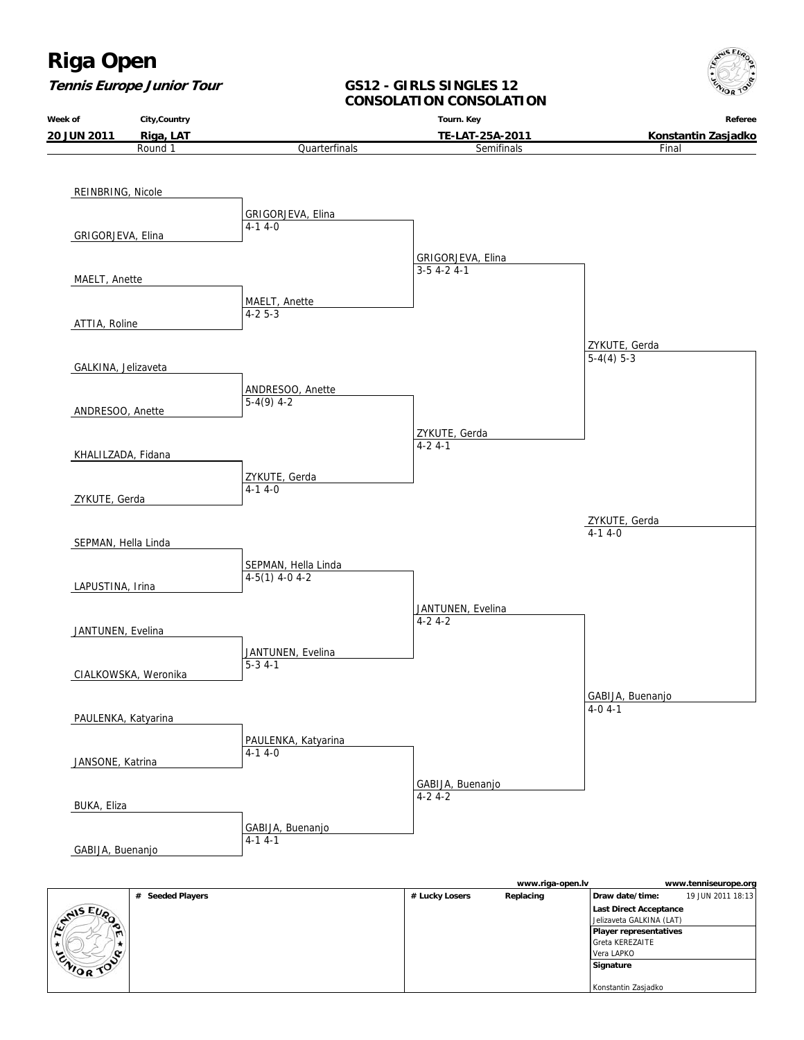# Riga Open

***Tennis Europe Junior Tour***

## GS12 - GIRLS SINGLES 12
## CONSOLATION CONSOLATION

| Week of | City,Country | Tourn. Key | Referee |
|---|---|---|---|
| 20 JUN 2011 | Riga, LAT | TE-LAT-25A-2011 | Konstantin Zasjadko |

| Round 1 | Quarterfinals | Semifinals | Final | Winner |
|---|---|---|---|---|
| REINBRING, Nicole | | | | |
| GRIGORJEVA, Elina | GRIGORJEVA, Elina 4-1 4-0 | | | |
| MAELT, Anette | | GRIGORJEVA, Elina 3-5 4-2 4-1 | | |
| ATTIA, Roline | MAELT, Anette 4-2 5-3 | | | |
| GALKINA, Jelizaveta | | | ZYKUTE, Gerda 5-4(4) 5-3 | |
| ANDRESOO, Anette | ANDRESOO, Anette 5-4(9) 4-2 | | | |
| KHALILZADA, Fidana | | ZYKUTE, Gerda 4-2 4-1 | | |
| ZYKUTE, Gerda | ZYKUTE, Gerda 4-1 4-0 | | | |
| SEPMAN, Hella Linda | | | | ZYKUTE, Gerda 4-1 4-0 |
| LAPUSTINA, Irina | SEPMAN, Hella Linda 4-5(1) 4-0 4-2 | | | |
| JANTUNEN, Evelina | | JANTUNEN, Evelina 4-2 4-2 | | |
| CIALKOWSKA, Weronika | JANTUNEN, Evelina 5-3 4-1 | | | |
| PAULENKA, Katyarina | | | GABIJA, Buenanjo 4-0 4-1 | |
| JANSONE, Katrina | PAULENKA, Katyarina 4-1 4-0 | | | |
| BUKA, Eliza | | GABIJA, Buenanjo 4-2 4-2 | | |
| GABIJA, Buenanjo | GABIJA, Buenanjo 4-1 4-1 | | | |

www.riga-open.lv | www.tenniseurope.org

| # Seeded Players | # Lucky Losers | Replacing | |
|---|---|---|---|
| | | | Draw date/time: 19 JUN 2011 18:13 |
| | | | Last Direct Acceptance: Jelizaveta GALKINA (LAT) |
| | | | Player representatives: Greta KEREZAITE, Vera LAPKO |
| | | | Signature: Konstantin Zasjadko |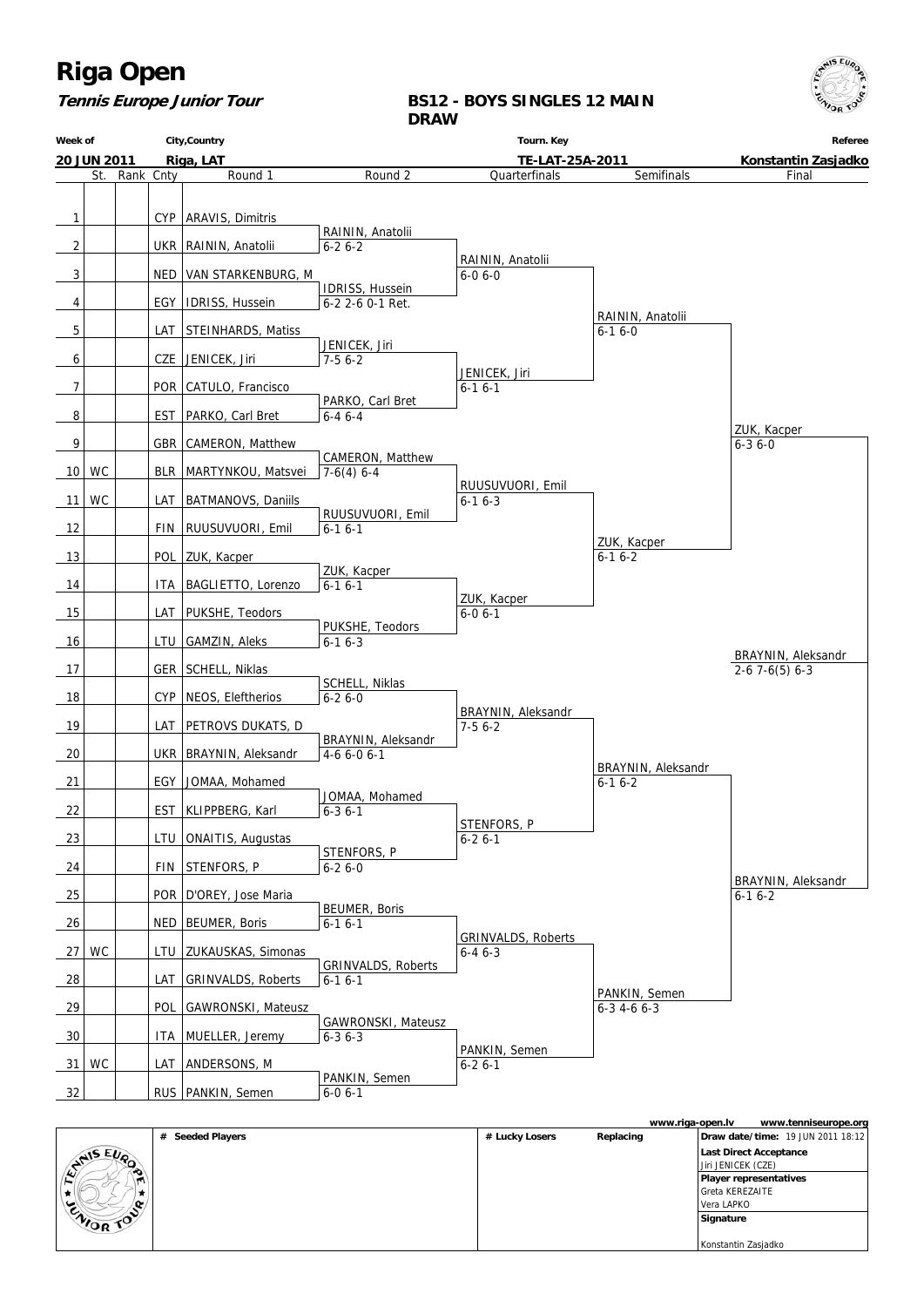# Riga Open

**Tennis Europe Junior Tour**

**BS12 - BOYS SINGLES 12 MAIN DRAW**

| Week of | City,Country | Tourn. Key | Referee |
|---|---|---|---|
| **20 JUN 2011** | **Riga, LAT** | **TE-LAT-25A-2011** | **Konstantin Zasjadko** |

| # | St. | Rank | Cnty | Round 1 | Round 2 | Quarterfinals | Semifinals | Final |
|---|---|---|---|---|---|---|---|---|
| 1 | | | CYP | ARAVIS, Dimitris | | | | |
| | | | | | RAININ, Anatolii | | | |
| 2 | | | UKR | RAININ, Anatolii | 6-2 6-2 | | | |
| | | | | | | RAININ, Anatolii | | |
| 3 | | | NED | VAN STARKENBURG, M | | 6-0 6-0 | | |
| | | | | | IDRISS, Hussein | | | |
| 4 | | | EGY | IDRISS, Hussein | 6-2 2-6 0-1 Ret. | | | |
| | | | | | | | RAININ, Anatolii | |
| 5 | | | LAT | STEINHARDS, Matiss | | | 6-1 6-0 | |
| | | | | | JENICEK, Jiri | | | |
| 6 | | | CZE | JENICEK, Jiri | 7-5 6-2 | | | |
| | | | | | | JENICEK, Jiri | | |
| 7 | | | POR | CATULO, Francisco | | 6-1 6-1 | | |
| | | | | | PARKO, Carl Bret | | | |
| 8 | | | EST | PARKO, Carl Bret | 6-4 6-4 | | | |
| | | | | | | | | ZUK, Kacper |
| 9 | | | GBR | CAMERON, Matthew | | | | 6-3 6-0 |
| | | | | | CAMERON, Matthew | | | |
| 10 | WC | | BLR | MARTYNKOU, Matsvei | 7-6(4) 6-4 | | | |
| | | | | | | RUUSUVUORI, Emil | | |
| 11 | WC | | LAT | BATMANOVS, Daniils | | 6-1 6-3 | | |
| | | | | | RUUSUVUORI, Emil | | | |
| 12 | | | FIN | RUUSUVUORI, Emil | 6-1 6-1 | | | |
| | | | | | | | ZUK, Kacper | |
| 13 | | | POL | ZUK, Kacper | | | 6-1 6-2 | |
| | | | | | ZUK, Kacper | | | |
| 14 | | | ITA | BAGLIETTO, Lorenzo | 6-1 6-1 | | | |
| | | | | | | ZUK, Kacper | | |
| 15 | | | LAT | PUKSHE, Teodors | | 6-0 6-1 | | |
| | | | | | PUKSHE, Teodors | | | |
| 16 | | | LTU | GAMZIN, Aleks | 6-1 6-3 | | | |
| | | | | | | | | BRAYNIN, Aleksandr |
| 17 | | | GER | SCHELL, Niklas | | | | 2-6 7-6(5) 6-3 |
| | | | | | SCHELL, Niklas | | | |
| 18 | | | CYP | NEOS, Eleftherios | 6-2 6-0 | | | |
| | | | | | | BRAYNIN, Aleksandr | | |
| 19 | | | LAT | PETROVS DUKATS, D | | 7-5 6-2 | | |
| | | | | | BRAYNIN, Aleksandr | | | |
| 20 | | | UKR | BRAYNIN, Aleksandr | 4-6 6-0 6-1 | | | |
| | | | | | | | BRAYNIN, Aleksandr | |
| 21 | | | EGY | JOMAA, Mohamed | | | 6-1 6-2 | |
| | | | | | JOMAA, Mohamed | | | |
| 22 | | | EST | KLIPPBERG, Karl | 6-3 6-1 | | | |
| | | | | | | STENFORS, P | | |
| 23 | | | LTU | ONAITIS, Augustas | | 6-2 6-1 | | |
| | | | | | STENFORS, P | | | |
| 24 | | | FIN | STENFORS, P | 6-2 6-0 | | | |
| | | | | | | | | BRAYNIN, Aleksandr |
| 25 | | | POR | D'OREY, Jose Maria | | | | 6-1 6-2 |
| | | | | | BEUMER, Boris | | | |
| 26 | | | NED | BEUMER, Boris | 6-1 6-1 | | | |
| | | | | | | GRINVALDS, Roberts | | |
| 27 | WC | | LTU | ZUKAUSKAS, Simonas | | 6-4 6-3 | | |
| | | | | | GRINVALDS, Roberts | | | |
| 28 | | | LAT | GRINVALDS, Roberts | 6-1 6-1 | | | |
| | | | | | | | PANKIN, Semen | |
| 29 | | | POL | GAWRONSKI, Mateusz | | | 6-3 4-6 6-3 | |
| | | | | | GAWRONSKI, Mateusz | | | |
| 30 | | | ITA | MUELLER, Jeremy | 6-3 6-3 | | | |
| | | | | | | PANKIN, Semen | | |
| 31 | WC | | LAT | ANDERSONS, M | | 6-2 6-1 | | |
| | | | | | PANKIN, Semen | | | |
| 32 | | | RUS | PANKIN, Semen | 6-0 6-1 | | | |

www.riga-open.lv www.tenniseurope.org

| # Seeded Players | # Lucky Losers | Replacing | |
|---|---|---|---|
| | | | **Draw date/time:** 19 JUN 2011 18:12 |
| | | | **Last Direct Acceptance** |
| | | | Jiri JENICEK (CZE) |
| | | | **Player representatives** |
| | | | Greta KEREZAITE |
| | | | Vera LAPKO |
| | | | **Signature** |
| | | | Konstantin Zasjadko |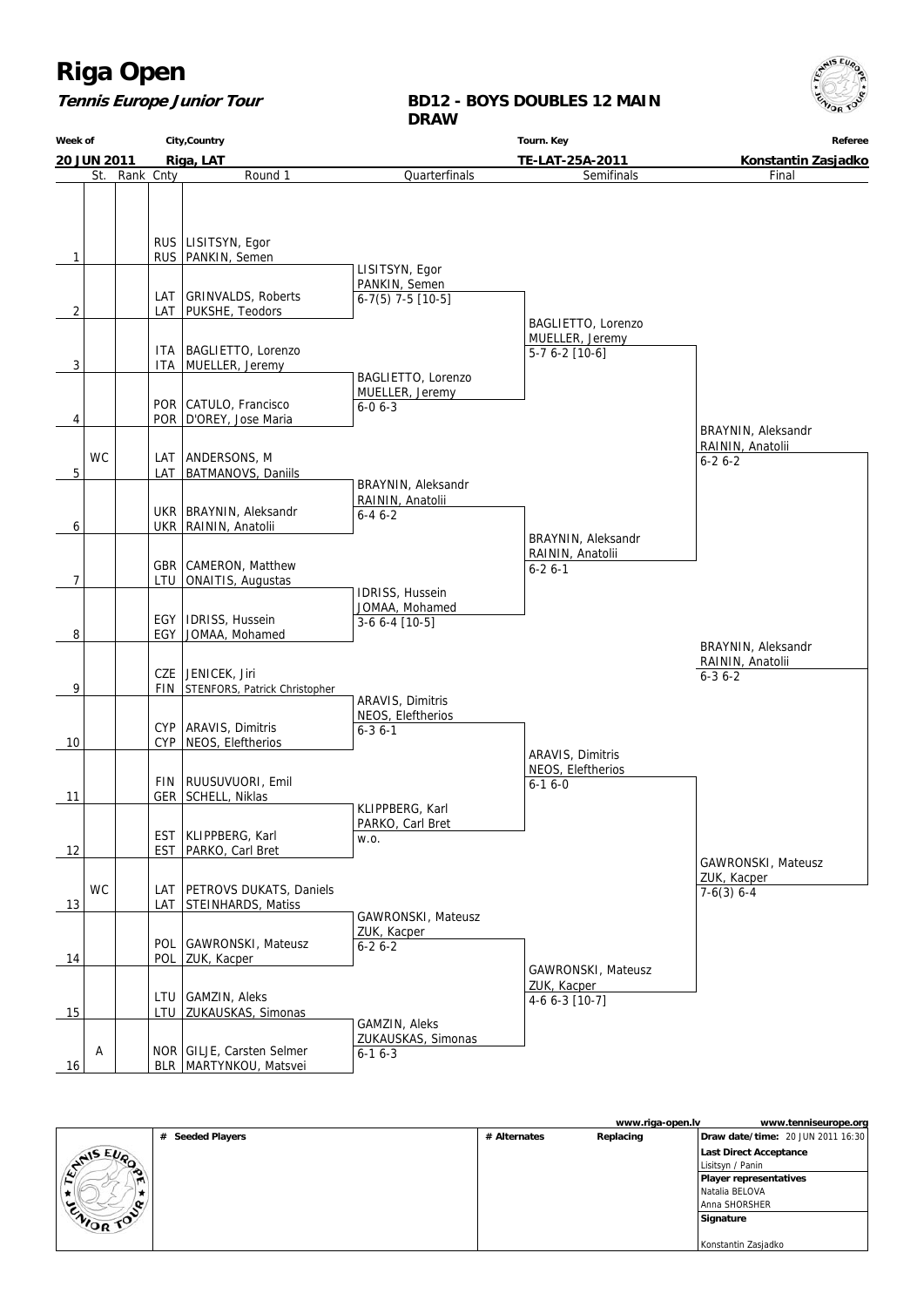# Riga Open

**Tennis Europe Junior Tour**

**BD12 - BOYS DOUBLES 12 MAIN DRAW**

| Week of | City,Country | Tourn. Key | Referee |
|---|---|---|---|
| 20 JUN 2011 | Riga, LAT | TE-LAT-25A-2011 | Konstantin Zasjadko |

## Round 1

| # | St. | Rank | Cnty | Round 1 |
|---|---|---|---|---|
| 1 | | | RUS / RUS | LISITSYN, Egor / PANKIN, Semen |
| 2 | | | LAT / LAT | GRINVALDS, Roberts / PUKSHE, Teodors |
| 3 | | | ITA / ITA | BAGLIETTO, Lorenzo / MUELLER, Jeremy |
| 4 | | | POR / POR | CATULO, Francisco / D'OREY, Jose Maria |
| 5 | WC | | LAT / LAT | ANDERSONS, M / BATMANOVS, Daniils |
| 6 | | | UKR / UKR | BRAYNIN, Aleksandr / RAININ, Anatolii |
| 7 | | | GBR / LTU | CAMERON, Matthew / ONAITIS, Augustas |
| 8 | | | EGY / EGY | IDRISS, Hussein / JOMAA, Mohamed |
| 9 | | | CZE / FIN | JENICEK, Jiri / STENFORS, Patrick Christopher |
| 10 | | | CYP / CYP | ARAVIS, Dimitris / NEOS, Eleftherios |
| 11 | | | FIN / GER | RUUSUVUORI, Emil / SCHELL, Niklas |
| 12 | | | EST / EST | KLIPPBERG, Karl / PARKO, Carl Bret |
| 13 | WC | | LAT / LAT | PETROVS DUKATS, Daniels / STEINHARDS, Matiss |
| 14 | | | POL / POL | GAWRONSKI, Mateusz / ZUK, Kacper |
| 15 | | | LTU / LTU | GAMZIN, Aleks / ZUKAUSKAS, Simonas |
| 16 | A | | NOR / BLR | GILJE, Carsten Selmer / MARTYNKOU, Matsvei |

## Quarterfinals

| Winner | Score |
|---|---|
| LISITSYN, Egor / PANKIN, Semen | 6-7(5) 7-5 [10-5] |
| BAGLIETTO, Lorenzo / MUELLER, Jeremy | 6-0 6-3 |
| BRAYNIN, Aleksandr / RAININ, Anatolii | 6-4 6-2 |
| IDRISS, Hussein / JOMAA, Mohamed | 3-6 6-4 [10-5] |
| ARAVIS, Dimitris / NEOS, Eleftherios | 6-3 6-1 |
| KLIPPBERG, Karl / PARKO, Carl Bret | w.o. |
| GAWRONSKI, Mateusz / ZUK, Kacper | 6-2 6-2 |
| GAMZIN, Aleks / ZUKAUSKAS, Simonas | 6-1 6-3 |

## Semifinals

| Winner | Score |
|---|---|
| BAGLIETTO, Lorenzo / MUELLER, Jeremy | 5-7 6-2 [10-6] |
| BRAYNIN, Aleksandr / RAININ, Anatolii | 6-2 6-1 |
| ARAVIS, Dimitris / NEOS, Eleftherios | 6-1 6-0 |
| GAWRONSKI, Mateusz / ZUK, Kacper | 4-6 6-3 [10-7] |

## Final

| Winner | Score |
|---|---|
| BRAYNIN, Aleksandr / RAININ, Anatolii | 6-2 6-2 |
| GAWRONSKI, Mateusz / ZUK, Kacper | 7-6(3) 6-4 |

**Winner:** BRAYNIN, Aleksandr / RAININ, Anatolii — 6-3 6-2

---

www.riga-open.lv | www.tenniseurope.org

| # Seeded Players | # Alternates | Replacing | |
|---|---|---|---|
| | | | **Draw date/time:** 20 JUN 2011 16:30 |
| | | | **Last Direct Acceptance** |
| | | | Lisitsyn / Panin |
| | | | **Player representatives** |
| | | | Natalia BELOVA |
| | | | Anna SHORSHER |
| | | | **Signature** |
| | | | Konstantin Zasjadko |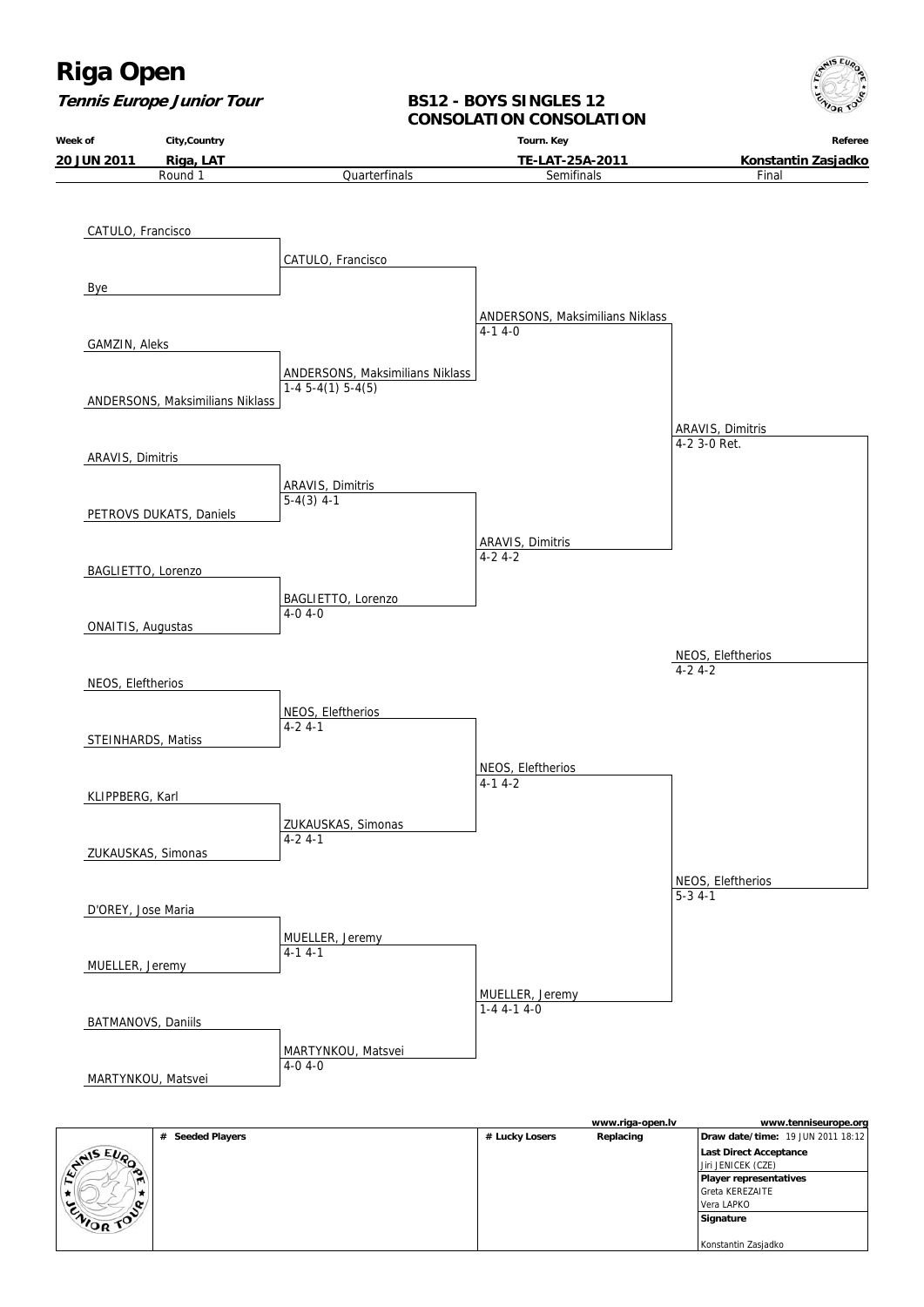# Riga Open

**Tennis Europe Junior Tour**

**BS12 - BOYS SINGLES 12**
**CONSOLATION CONSOLATION**

| Week of | City,Country | Tourn. Key | Referee |
|---|---|---|---|
| 20 JUN 2011 | Riga, LAT | TE-LAT-25A-2011 | Konstantin Zasjadko |

| Round 1 | Quarterfinals | Semifinals | Final |
|---|---|---|---|
| CATULO, Francisco | CATULO, Francisco | ANDERSONS, Maksimilians Niklass 4-1 4-0 | ARAVIS, Dimitris 4-2 3-0 Ret. |
| Bye | | | |
| GAMZIN, Aleks | ANDERSONS, Maksimilians Niklass 1-4 5-4(1) 5-4(5) | | |
| ANDERSONS, Maksimilians Niklass | | | |
| ARAVIS, Dimitris | ARAVIS, Dimitris 5-4(3) 4-1 | ARAVIS, Dimitris 4-2 4-2 | |
| PETROVS DUKATS, Daniels | | | |
| BAGLIETTO, Lorenzo | BAGLIETTO, Lorenzo 4-0 4-0 | | |
| ONAITIS, Augustas | | | |
| NEOS, Eleftherios | NEOS, Eleftherios 4-2 4-1 | NEOS, Eleftherios 4-1 4-2 | NEOS, Eleftherios 4-2 4-2 |
| STEINHARDS, Matiss | | | |
| KLIPPBERG, Karl | ZUKAUSKAS, Simonas 4-2 4-1 | | |
| ZUKAUSKAS, Simonas | | | |
| D'OREY, Jose Maria | MUELLER, Jeremy 4-1 4-1 | MUELLER, Jeremy 1-4 4-1 4-0 | |
| MUELLER, Jeremy | | | |
| BATMANOVS, Daniils | MARTYNKOU, Matsvei 4-0 4-0 | | |
| MARTYNKOU, Matsvei | | | |

Winner: NEOS, Eleftherios 5-3 4-1

www.riga-open.lv

www.tenniseurope.org

| # Seeded Players | # Lucky Losers | Replacing | |
|---|---|---|---|
| | | | **Draw date/time:** 19 JUN 2011 18:12 |
| | | | **Last Direct Acceptance** Jiri JENICEK (CZE) |
| | | | **Player representatives** Greta KEREZAITE, Vera LAPKO |
| | | | **Signature** Konstantin Zasjadko |